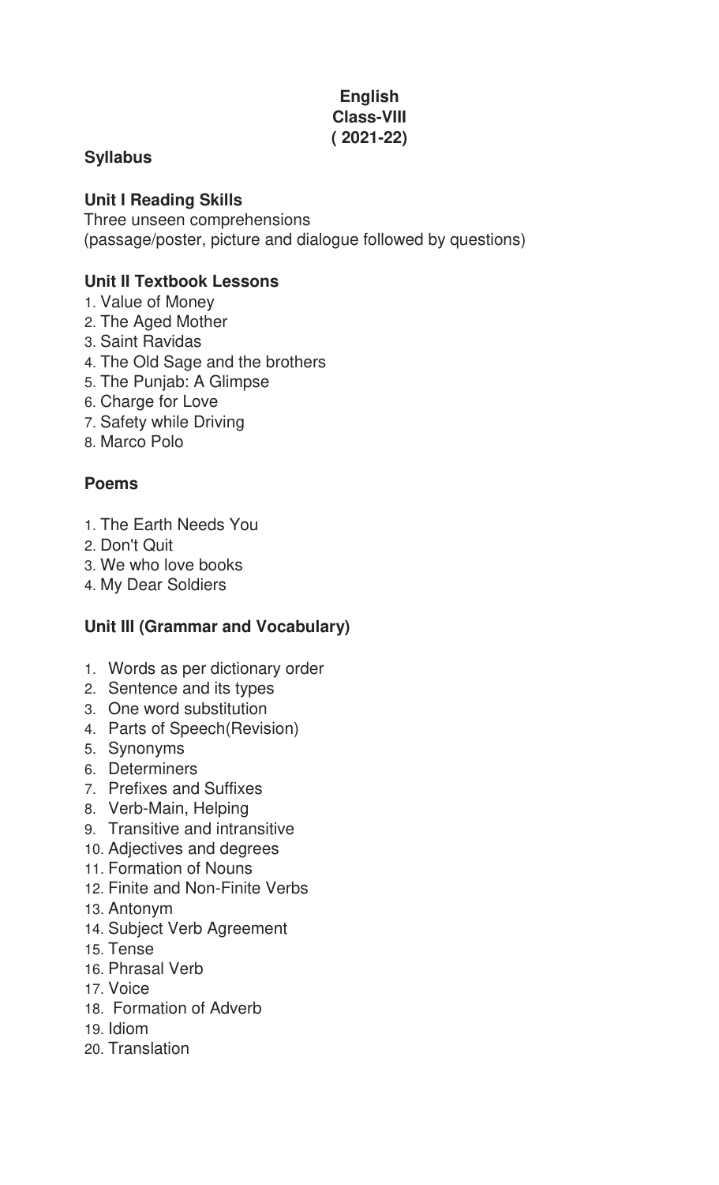# English
## Class-VIII
## ( 2021-22)

**Syllabus**

### Unit I Reading Skills

Three unseen comprehensions
(passage/poster, picture and dialogue followed by questions)

### Unit II Textbook Lessons

1. Value of Money
2. The Aged Mother
3. Saint Ravidas
4. The Old Sage and the brothers
5. The Punjab: A Glimpse
6. Charge for Love
7. Safety while Driving
8. Marco Polo

### Poems

1. The Earth Needs You
2. Don't Quit
3. We who love books
4. My Dear Soldiers

### Unit III (Grammar and Vocabulary)

1. Words as per dictionary order
2. Sentence and its types
3. One word substitution
4. Parts of Speech(Revision)
5. Synonyms
6. Determiners
7. Prefixes and Suffixes
8. Verb-Main, Helping
9. Transitive and intransitive
10. Adjectives and degrees
11. Formation of Nouns
12. Finite and Non-Finite Verbs
13. Antonym
14. Subject Verb Agreement
15. Tense
16. Phrasal Verb
17. Voice
18. Formation of Adverb
19. Idiom
20. Translation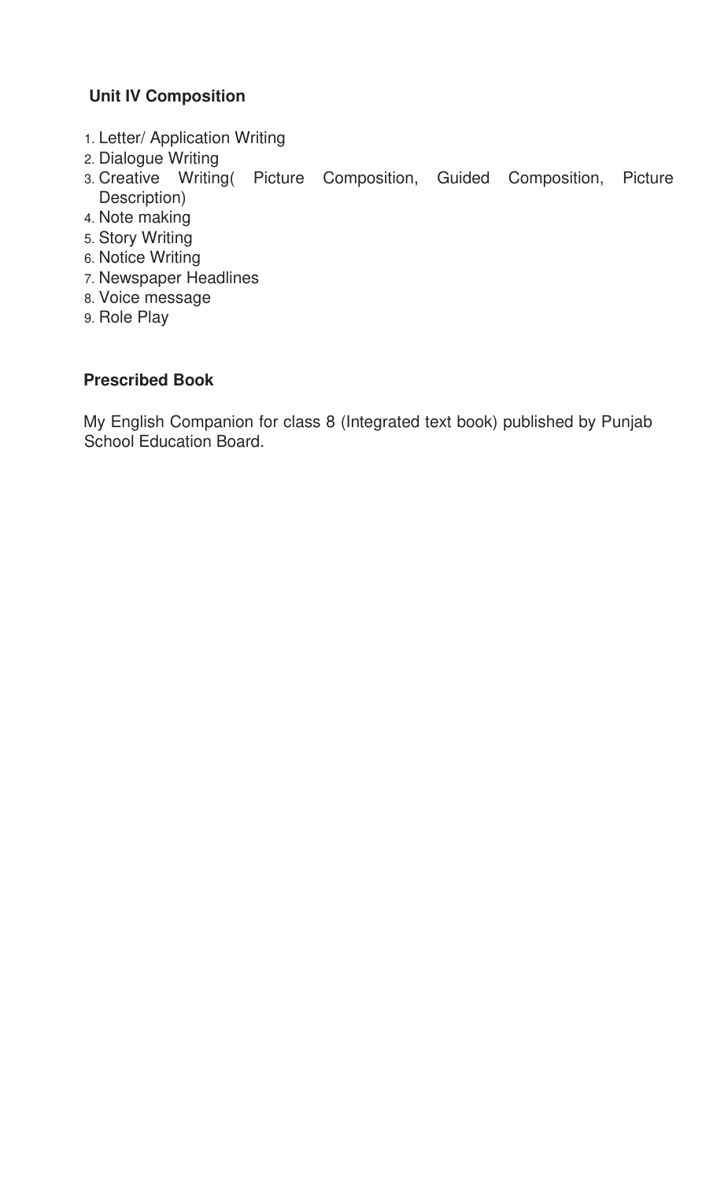**Unit IV Composition**

1. Letter/ Application Writing
2. Dialogue Writing
3. Creative Writing( Picture Composition, Guided Composition, Picture Description)
4. Note making
5. Story Writing
6. Notice Writing
7. Newspaper Headlines
8. Voice message
9. Role Play

**Prescribed Book**

My English Companion for class 8 (Integrated text book) published by Punjab School Education Board.